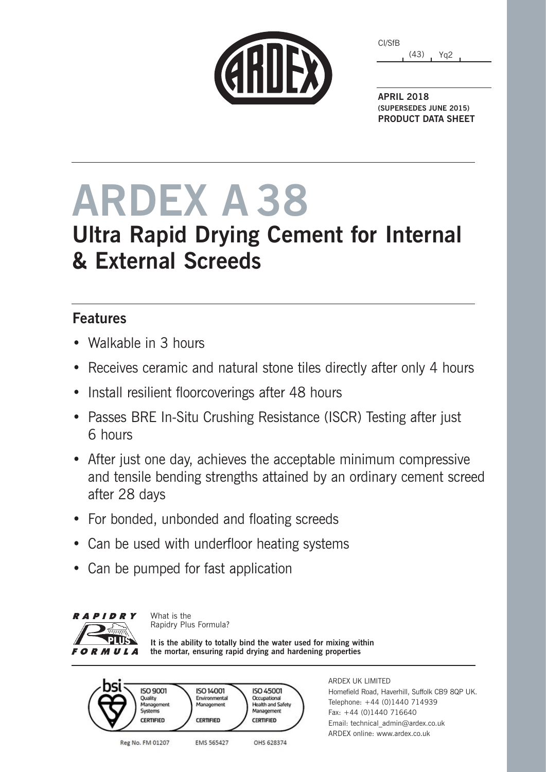CI/SfB

(43) Yq2

**APRIL 2018**
**(SUPERSEDES JUNE 2015)**
**PRODUCT DATA SHEET**

# ARDEX A 38

## Ultra Rapid Drying Cement for Internal & External Screeds

### Features

- Walkable in 3 hours
- Receives ceramic and natural stone tiles directly after only 4 hours
- Install resilient floorcoverings after 48 hours
- Passes BRE In-Situ Crushing Resistance (ISCR) Testing after just 6 hours
- After just one day, achieves the acceptable minimum compressive and tensile bending strengths attained by an ordinary cement screed after 28 days
- For bonded, unbonded and floating screeds
- Can be used with underfloor heating systems
- Can be pumped for fast application

RAPIDRY PLUS FORMULA

What is the Rapidry Plus Formula?

**It is the ability to totally bind the water used for mixing within the mortar, ensuring rapid drying and hardening properties**

bsi

ISO 9001 Quality Management Systems CERTIFIED — Reg No. FM 01207

ISO 14001 Environmental Management CERTIFIED — EMS 565427

ISO 45001 Occupational Health and Safety Management CERTIFIED — OHS 628374

ARDEX UK LIMITED
Homefield Road, Haverhill, Suffolk CB9 8QP UK.
Telephone: +44 (0)1440 714939
Fax: +44 (0)1440 716640
Email: technical_admin@ardex.co.uk
ARDEX online: www.ardex.co.uk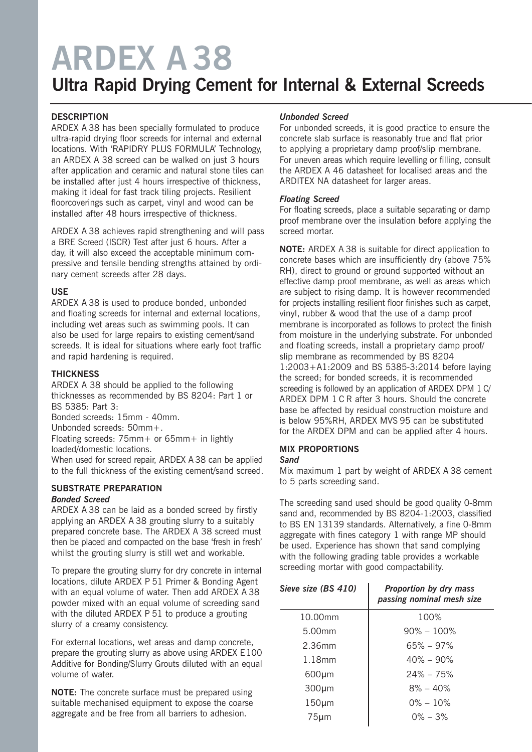# ARDEX A 38

## Ultra Rapid Drying Cement for Internal & External Screeds

### DESCRIPTION

ARDEX A 38 has been specially formulated to produce ultra-rapid drying floor screeds for internal and external locations. With 'RAPIDRY PLUS FORMULA' Technology, an ARDEX A 38 screed can be walked on just 3 hours after application and ceramic and natural stone tiles can be installed after just 4 hours irrespective of thickness, making it ideal for fast track tiling projects. Resilient floorcoverings such as carpet, vinyl and wood can be installed after 48 hours irrespective of thickness.

ARDEX A 38 achieves rapid strengthening and will pass a BRE Screed (ISCR) Test after just 6 hours. After a day, it will also exceed the acceptable minimum compressive and tensile bending strengths attained by ordinary cement screeds after 28 days.

### USE

ARDEX A 38 is used to produce bonded, unbonded and floating screeds for internal and external locations, including wet areas such as swimming pools. It can also be used for large repairs to existing cement/sand screeds. It is ideal for situations where early foot traffic and rapid hardening is required.

### THICKNESS

ARDEX A 38 should be applied to the following thicknesses as recommended by BS 8204: Part 1 or BS 5385: Part 3:

Bonded screeds: 15mm - 40mm.
Unbonded screeds: 50mm+.
Floating screeds: 75mm+ or 65mm+ in lightly loaded/domestic locations.

When used for screed repair, ARDEX A 38 can be applied to the full thickness of the existing cement/sand screed.

### SUBSTRATE PREPARATION

#### *Bonded Screed*

ARDEX A 38 can be laid as a bonded screed by firstly applying an ARDEX A 38 grouting slurry to a suitably prepared concrete base. The ARDEX A 38 screed must then be placed and compacted on the base 'fresh in fresh' whilst the grouting slurry is still wet and workable.

To prepare the grouting slurry for dry concrete in internal locations, dilute ARDEX P 51 Primer & Bonding Agent with an equal volume of water. Then add ARDEX A 38 powder mixed with an equal volume of screeding sand with the diluted ARDEX P 51 to produce a grouting slurry of a creamy consistency.

For external locations, wet areas and damp concrete, prepare the grouting slurry as above using ARDEX E 100 Additive for Bonding/Slurry Grouts diluted with an equal volume of water.

**NOTE:** The concrete surface must be prepared using suitable mechanised equipment to expose the coarse aggregate and be free from all barriers to adhesion.

#### *Unbonded Screed*

For unbonded screeds, it is good practice to ensure the concrete slab surface is reasonably true and flat prior to applying a proprietary damp proof/slip membrane. For uneven areas which require levelling or filling, consult the ARDEX A 46 datasheet for localised areas and the ARDITEX NA datasheet for larger areas.

#### *Floating Screed*

For floating screeds, place a suitable separating or damp proof membrane over the insulation before applying the screed mortar.

**NOTE:** ARDEX A 38 is suitable for direct application to concrete bases which are insufficiently dry (above 75% RH), direct to ground or ground supported without an effective damp proof membrane, as well as areas which are subject to rising damp. It is however recommended for projects installing resilient floor finishes such as carpet, vinyl, rubber & wood that the use of a damp proof membrane is incorporated as follows to protect the finish from moisture in the underlying substrate. For unbonded and floating screeds, install a proprietary damp proof/slip membrane as recommended by BS 8204 1:2003+A1:2009 and BS 5385-3:2014 before laying the screed; for bonded screeds, it is recommended screeding is followed by an application of ARDEX DPM 1 C/ ARDEX DPM 1 C R after 3 hours. Should the concrete base be affected by residual construction moisture and is below 95%RH, ARDEX MVS 95 can be substituted for the ARDEX DPM and can be applied after 4 hours.

### MIX PROPORTIONS

#### *Sand*

Mix maximum 1 part by weight of ARDEX A 38 cement to 5 parts screeding sand.

The screeding sand used should be good quality 0-8mm sand and, recommended by BS 8204-1:2003, classified to BS EN 13139 standards. Alternatively, a fine 0-8mm aggregate with fines category 1 with range MP should be used. Experience has shown that sand complying with the following grading table provides a workable screeding mortar with good compactability.

| *Sieve size (BS 410)* | *Proportion by dry mass passing nominal mesh size* |
|---|---|
| 10.00mm | 100% |
| 5.00mm | 90% – 100% |
| 2.36mm | 65% – 97% |
| 1.18mm | 40% – 90% |
| 600µm | 24% – 75% |
| 300µm | 8% – 40% |
| 150µm | 0% – 10% |
| 75µm | 0% – 3% |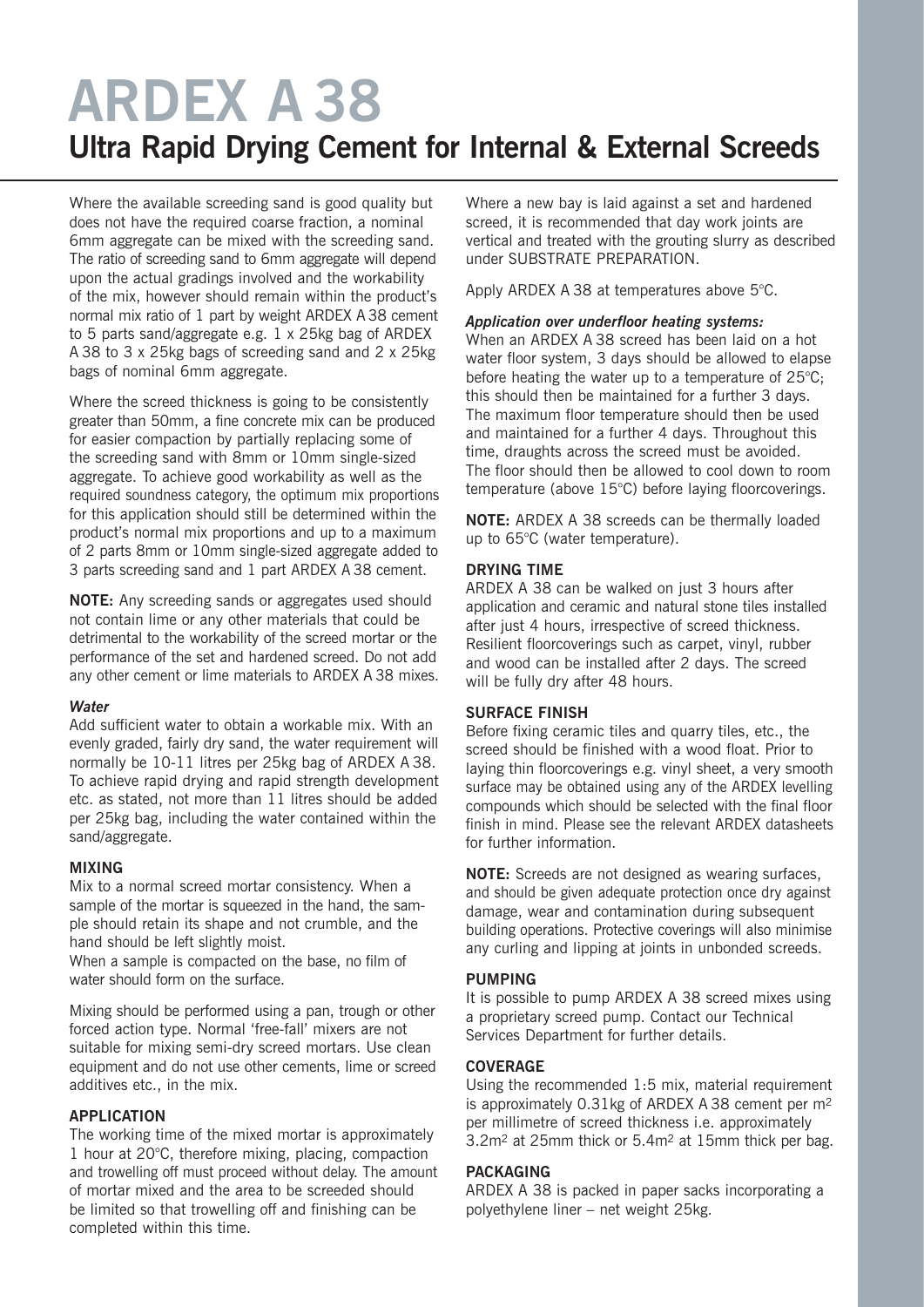# ARDEX A 38

## Ultra Rapid Drying Cement for Internal & External Screeds

Where the available screeding sand is good quality but does not have the required coarse fraction, a nominal 6mm aggregate can be mixed with the screeding sand. The ratio of screeding sand to 6mm aggregate will depend upon the actual gradings involved and the workability of the mix, however should remain within the product's normal mix ratio of 1 part by weight ARDEX A 38 cement to 5 parts sand/aggregate e.g. 1 x 25kg bag of ARDEX A 38 to 3 x 25kg bags of screeding sand and 2 x 25kg bags of nominal 6mm aggregate.

Where the screed thickness is going to be consistently greater than 50mm, a fine concrete mix can be produced for easier compaction by partially replacing some of the screeding sand with 8mm or 10mm single-sized aggregate. To achieve good workability as well as the required soundness category, the optimum mix proportions for this application should still be determined within the product's normal mix proportions and up to a maximum of 2 parts 8mm or 10mm single-sized aggregate added to 3 parts screeding sand and 1 part ARDEX A 38 cement.

**NOTE:** Any screeding sands or aggregates used should not contain lime or any other materials that could be detrimental to the workability of the screed mortar or the performance of the set and hardened screed. Do not add any other cement or lime materials to ARDEX A 38 mixes.

***Water***

Add sufficient water to obtain a workable mix. With an evenly graded, fairly dry sand, the water requirement will normally be 10-11 litres per 25kg bag of ARDEX A 38. To achieve rapid drying and rapid strength development etc. as stated, not more than 11 litres should be added per 25kg bag, including the water contained within the sand/aggregate.

**MIXING**

Mix to a normal screed mortar consistency. When a sample of the mortar is squeezed in the hand, the sample should retain its shape and not crumble, and the hand should be left slightly moist.

When a sample is compacted on the base, no film of water should form on the surface.

Mixing should be performed using a pan, trough or other forced action type. Normal 'free-fall' mixers are not suitable for mixing semi-dry screed mortars. Use clean equipment and do not use other cements, lime or screed additives etc., in the mix.

**APPLICATION**

The working time of the mixed mortar is approximately 1 hour at 20°C, therefore mixing, placing, compaction and trowelling off must proceed without delay. The amount of mortar mixed and the area to be screeded should be limited so that trowelling off and finishing can be completed within this time.

Where a new bay is laid against a set and hardened screed, it is recommended that day work joints are vertical and treated with the grouting slurry as described under SUBSTRATE PREPARATION.

Apply ARDEX A 38 at temperatures above 5°C.

***Application over underfloor heating systems:***

When an ARDEX A 38 screed has been laid on a hot water floor system, 3 days should be allowed to elapse before heating the water up to a temperature of 25°C; this should then be maintained for a further 3 days. The maximum floor temperature should then be used and maintained for a further 4 days. Throughout this time, draughts across the screed must be avoided. The floor should then be allowed to cool down to room temperature (above 15°C) before laying floorcoverings.

**NOTE:** ARDEX A 38 screeds can be thermally loaded up to 65°C (water temperature).

**DRYING TIME**

ARDEX A 38 can be walked on just 3 hours after application and ceramic and natural stone tiles installed after just 4 hours, irrespective of screed thickness. Resilient floorcoverings such as carpet, vinyl, rubber and wood can be installed after 2 days. The screed will be fully dry after 48 hours.

**SURFACE FINISH**

Before fixing ceramic tiles and quarry tiles, etc., the screed should be finished with a wood float. Prior to laying thin floorcoverings e.g. vinyl sheet, a very smooth surface may be obtained using any of the ARDEX levelling compounds which should be selected with the final floor finish in mind. Please see the relevant ARDEX datasheets for further information.

**NOTE:** Screeds are not designed as wearing surfaces, and should be given adequate protection once dry against damage, wear and contamination during subsequent building operations. Protective coverings will also minimise any curling and lipping at joints in unbonded screeds.

**PUMPING**

It is possible to pump ARDEX A 38 screed mixes using a proprietary screed pump. Contact our Technical Services Department for further details.

**COVERAGE**

Using the recommended 1:5 mix, material requirement is approximately 0.31kg of ARDEX A 38 cement per m$^2$ per millimetre of screed thickness i.e. approximately 3.2m$^2$ at 25mm thick or 5.4m$^2$ at 15mm thick per bag.

**PACKAGING**

ARDEX A 38 is packed in paper sacks incorporating a polyethylene liner – net weight 25kg.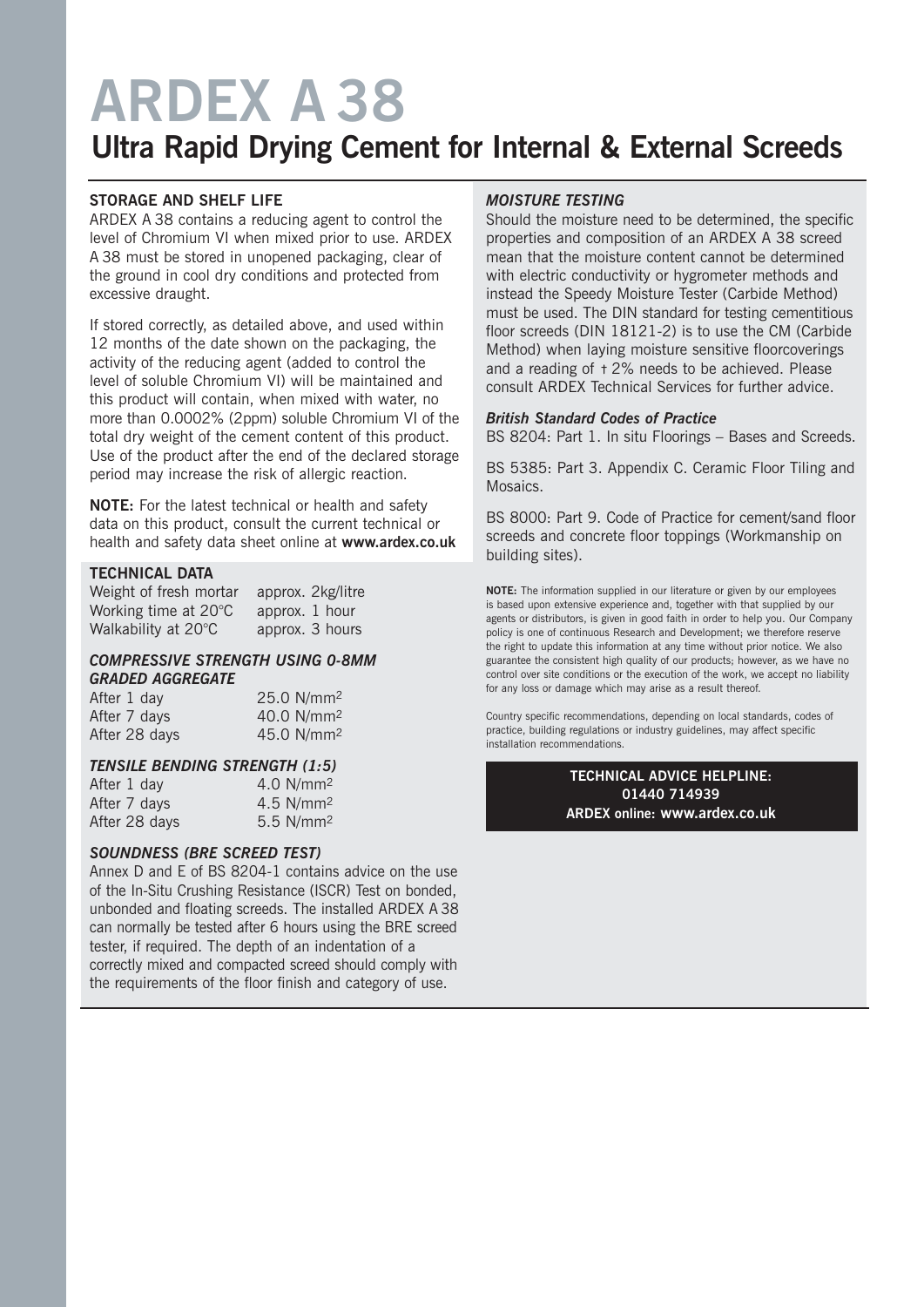# ARDEX A 38

## Ultra Rapid Drying Cement for Internal & External Screeds

### STORAGE AND SHELF LIFE

ARDEX A 38 contains a reducing agent to control the level of Chromium VI when mixed prior to use. ARDEX A 38 must be stored in unopened packaging, clear of the ground in cool dry conditions and protected from excessive draught.

If stored correctly, as detailed above, and used within 12 months of the date shown on the packaging, the activity of the reducing agent (added to control the level of soluble Chromium VI) will be maintained and this product will contain, when mixed with water, no more than 0.0002% (2ppm) soluble Chromium VI of the total dry weight of the cement content of this product. Use of the product after the end of the declared storage period may increase the risk of allergic reaction.

**NOTE:** For the latest technical or health and safety data on this product, consult the current technical or health and safety data sheet online at **www.ardex.co.uk**

### TECHNICAL DATA

| | |
|---|---|
| Weight of fresh mortar | approx. 2kg/litre |
| Working time at 20°C | approx. 1 hour |
| Walkability at 20°C | approx. 3 hours |

#### *COMPRESSIVE STRENGTH USING 0-8MM GRADED AGGREGATE*

| | |
|---|---|
| After 1 day | 25.0 N/mm$^2$ |
| After 7 days | 40.0 N/mm$^2$ |
| After 28 days | 45.0 N/mm$^2$ |

#### *TENSILE BENDING STRENGTH (1:5)*

| | |
|---|---|
| After 1 day | 4.0 N/mm$^2$ |
| After 7 days | 4.5 N/mm$^2$ |
| After 28 days | 5.5 N/mm$^2$ |

#### *SOUNDNESS (BRE SCREED TEST)*

Annex D and E of BS 8204-1 contains advice on the use of the In-Situ Crushing Resistance (ISCR) Test on bonded, unbonded and floating screeds. The installed ARDEX A 38 can normally be tested after 6 hours using the BRE screed tester, if required. The depth of an indentation of a correctly mixed and compacted screed should comply with the requirements of the floor finish and category of use.

#### *MOISTURE TESTING*

Should the moisture need to be determined, the specific properties and composition of an ARDEX A 38 screed mean that the moisture content cannot be determined with electric conductivity or hygrometer methods and instead the Speedy Moisture Tester (Carbide Method) must be used. The DIN standard for testing cementitious floor screeds (DIN 18121-2) is to use the CM (Carbide Method) when laying moisture sensitive floorcoverings and a reading of † 2% needs to be achieved. Please consult ARDEX Technical Services for further advice.

#### *British Standard Codes of Practice*

BS 8204: Part 1. In situ Floorings – Bases and Screeds.

BS 5385: Part 3. Appendix C. Ceramic Floor Tiling and Mosaics.

BS 8000: Part 9. Code of Practice for cement/sand floor screeds and concrete floor toppings (Workmanship on building sites).

**NOTE:** The information supplied in our literature or given by our employees is based upon extensive experience and, together with that supplied by our agents or distributors, is given in good faith in order to help you. Our Company policy is one of continuous Research and Development; we therefore reserve the right to update this information at any time without prior notice. We also guarantee the consistent high quality of our products; however, as we have no control over site conditions or the execution of the work, we accept no liability for any loss or damage which may arise as a result thereof.

Country specific recommendations, depending on local standards, codes of practice, building regulations or industry guidelines, may affect specific installation recommendations.

**TECHNICAL ADVICE HELPLINE:**
**01440 714939**
**ARDEX online: www.ardex.co.uk**